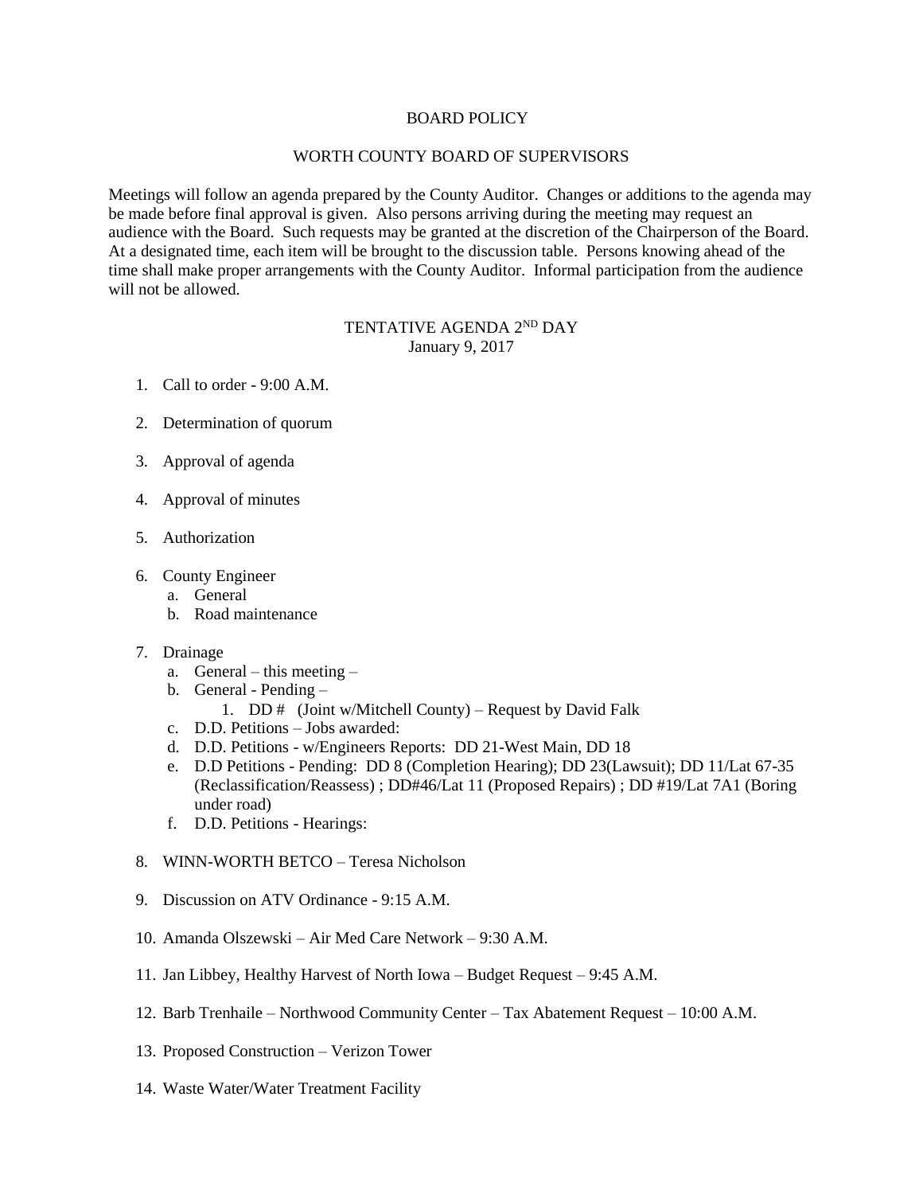# BOARD POLICY

## WORTH COUNTY BOARD OF SUPERVISORS

Meetings will follow an agenda prepared by the County Auditor. Changes or additions to the agenda may be made before final approval is given. Also persons arriving during the meeting may request an audience with the Board. Such requests may be granted at the discretion of the Chairperson of the Board. At a designated time, each item will be brought to the discussion table. Persons knowing ahead of the time shall make proper arrangements with the County Auditor. Informal participation from the audience will not be allowed.

### TENTATIVE AGENDA 2ND DAY
January 9, 2017

1. Call to order - 9:00 A.M.

2. Determination of quorum

3. Approval of agenda

4. Approval of minutes

5. Authorization

6. County Engineer
   a. General
   b. Road maintenance

7. Drainage
   a. General – this meeting –
   b. General - Pending –
      1. DD # (Joint w/Mitchell County) – Request by David Falk
   c. D.D. Petitions – Jobs awarded:
   d. D.D. Petitions - w/Engineers Reports: DD 21-West Main, DD 18
   e. D.D Petitions - Pending: DD 8 (Completion Hearing); DD 23(Lawsuit); DD 11/Lat 67-35 (Reclassification/Reassess) ; DD#46/Lat 11 (Proposed Repairs) ; DD #19/Lat 7A1 (Boring under road)
   f. D.D. Petitions - Hearings:

8. WINN-WORTH BETCO – Teresa Nicholson

9. Discussion on ATV Ordinance - 9:15 A.M.

10. Amanda Olszewski – Air Med Care Network – 9:30 A.M.

11. Jan Libbey, Healthy Harvest of North Iowa – Budget Request – 9:45 A.M.

12. Barb Trenhaile – Northwood Community Center – Tax Abatement Request – 10:00 A.M.

13. Proposed Construction – Verizon Tower

14. Waste Water/Water Treatment Facility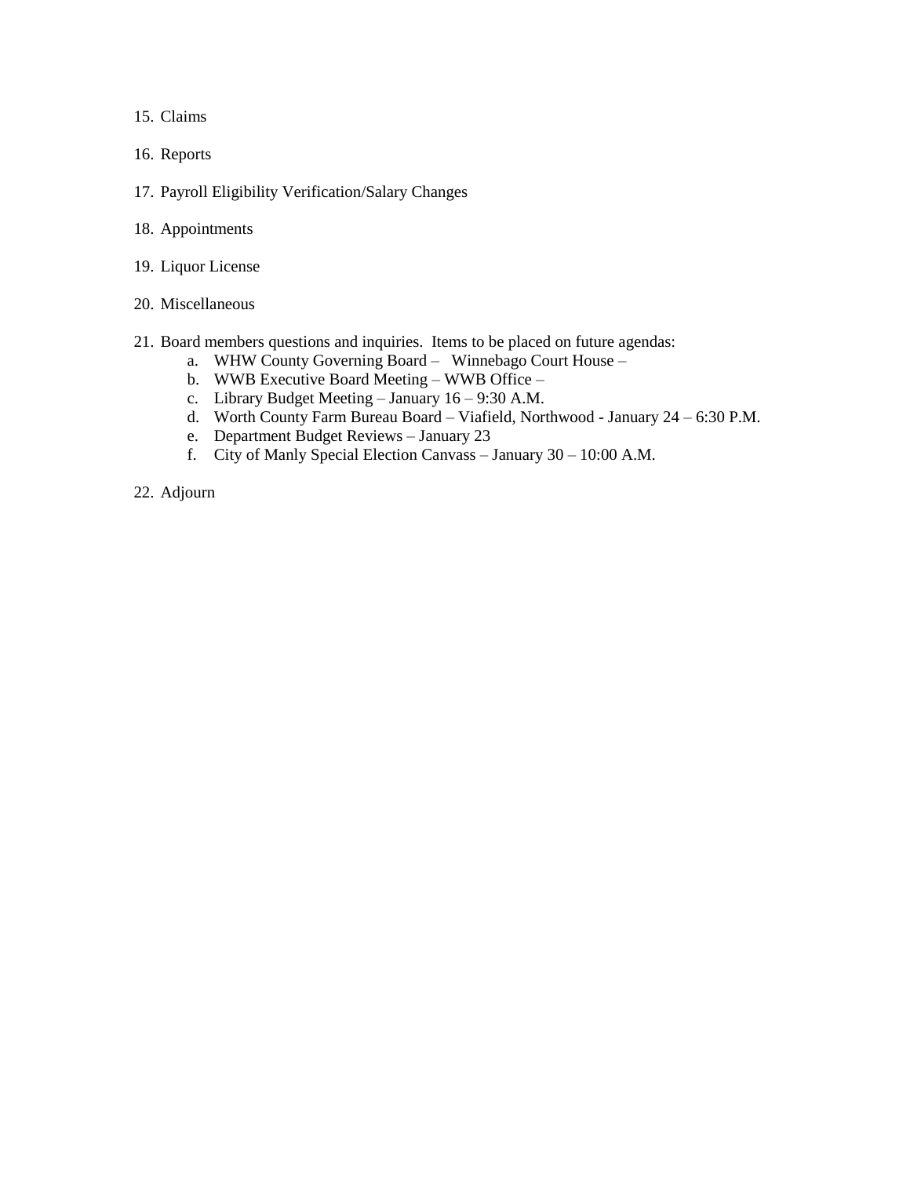15. Claims

16. Reports

17. Payroll Eligibility Verification/Salary Changes

18. Appointments

19. Liquor License

20. Miscellaneous

21. Board members questions and inquiries. Items to be placed on future agendas:
    a. WHW County Governing Board – Winnebago Court House –
    b. WWB Executive Board Meeting – WWB Office –
    c. Library Budget Meeting – January 16 – 9:30 A.M.
    d. Worth County Farm Bureau Board – Viafield, Northwood - January 24 – 6:30 P.M.
    e. Department Budget Reviews – January 23
    f. City of Manly Special Election Canvass – January 30 – 10:00 A.M.

22. Adjourn